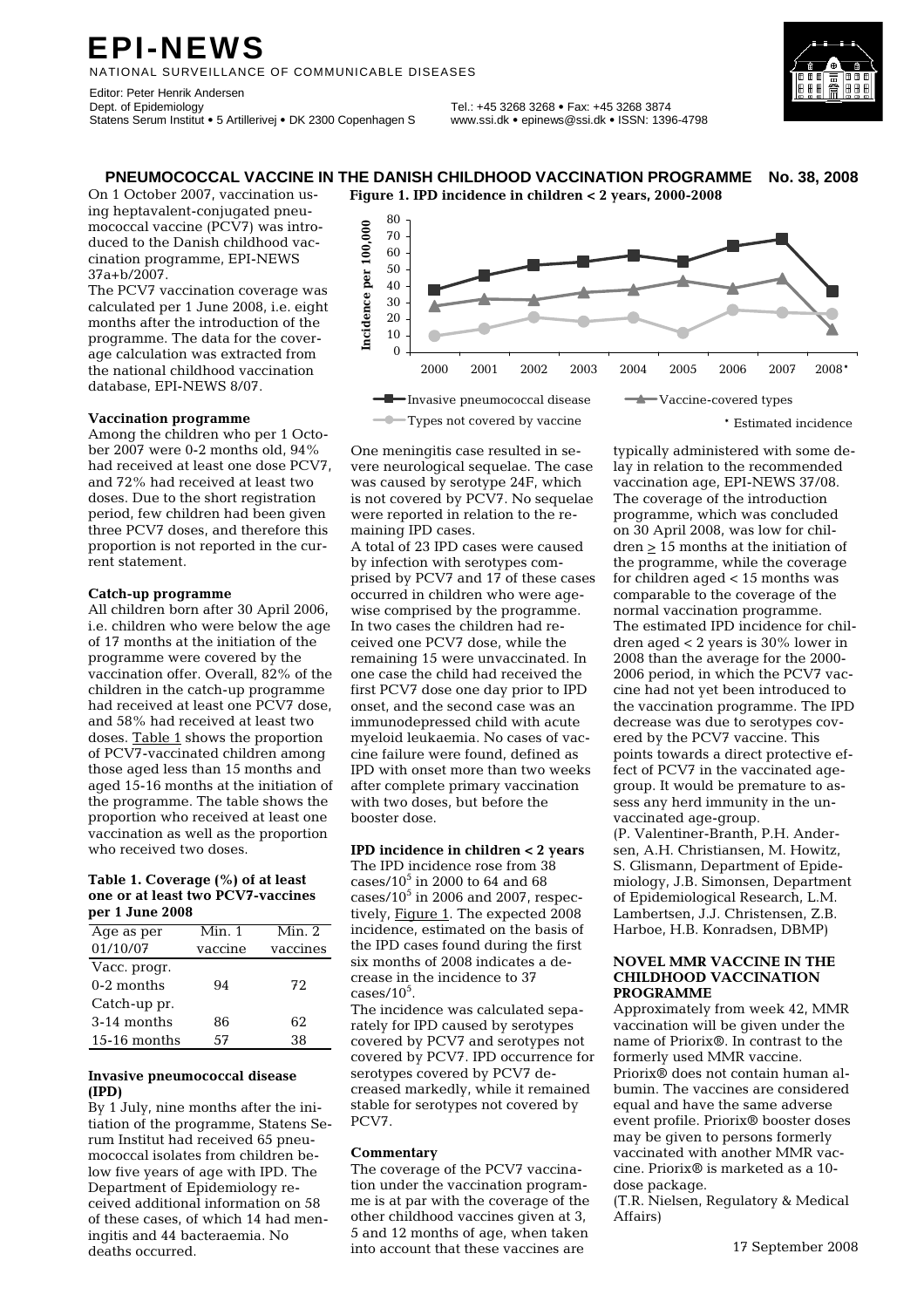# EPI-NEWS

NATIONAL SURVEILLANCE OF COMMUNICABLE DISEASES

Editor: Peter Henrik Andersen
Dept. of Epidemiology
Statens Serum Institut • 5 Artillerivej • DK 2300 Copenhagen S

Tel.: +45 3268 3268 • Fax: +45 3268 3874
www.ssi.dk • epinews@ssi.dk • ISSN: 1396-4798

## PNEUMOCOCCAL VACCINE IN THE DANISH CHILDHOOD VACCINATION PROGRAMME No. 38, 2008

On 1 October 2007, vaccination using heptavalent-conjugated pneumococcal vaccine (PCV7) was introduced to the Danish childhood vaccination programme, EPI-NEWS 37a+b/2007.

The PCV7 vaccination coverage was calculated per 1 June 2008, i.e. eight months after the introduction of the programme. The data for the coverage calculation was extracted from the national childhood vaccination database, EPI-NEWS 8/07.

### Vaccination programme

Among the children who per 1 October 2007 were 0-2 months old, 94% had received at least one dose PCV7, and 72% had received at least two doses. Due to the short registration period, few children had been given three PCV7 doses, and therefore this proportion is not reported in the current statement.

### Catch-up programme

All children born after 30 April 2006, i.e. children who were below the age of 17 months at the initiation of the programme were covered by the vaccination offer. Overall, 82% of the children in the catch-up programme had received at least one PCV7 dose, and 58% had received at least two doses. Table 1 shows the proportion of PCV7-vaccinated children among those aged less than 15 months and aged 15-16 months at the initiation of the programme. The table shows the proportion who received at least one vaccination as well as the proportion who received two doses.

**Table 1. Coverage (%) of at least one or at least two PCV7-vaccines per 1 June 2008**

| Age as per 01/10/07 | Min. 1 vaccine | Min. 2 vaccines |
|---|---|---|
| Vacc. progr. | | |
| 0-2 months | 94 | 72 |
| Catch-up pr. | | |
| 3-14 months | 86 | 62 |
| 15-16 months | 57 | 38 |

### Invasive pneumococcal disease (IPD)

By 1 July, nine months after the initiation of the programme, Statens Serum Institut had received 65 pneumococcal isolates from children below five years of age with IPD. The Department of Epidemiology received additional information on 58 of these cases, of which 14 had meningitis and 44 bacteraemia. No deaths occurred.

**Figure 1. IPD incidence in children < 2 years, 2000-2008**

Incidence per 100,000
80
70
60
50
40
30
20
10
0
2000 2001 2002 2003 2004 2005 2006 2007 2008*
Invasive pneumococcal disease
Vaccine-covered types
Types not covered by vaccine
* Estimated incidence

One meningitis case resulted in severe neurological sequelae. The case was caused by serotype 24F, which is not covered by PCV7. No sequelae were reported in relation to the remaining IPD cases.

A total of 23 IPD cases were caused by infection with serotypes comprised by PCV7 and 17 of these cases occurred in children who were agewise comprised by the programme. In two cases the children had received one PCV7 dose, while the remaining 15 were unvaccinated. In one case the child had received the first PCV7 dose one day prior to IPD onset, and the second case was an immunodepressed child with acute myeloid leukaemia. No cases of vaccine failure were found, defined as IPD with onset more than two weeks after complete primary vaccination with two doses, but before the booster dose.

### IPD incidence in children < 2 years

The IPD incidence rose from 38 cases/$10^5$ in 2000 to 64 and 68 cases/$10^5$ in 2006 and 2007, respectively, Figure 1. The expected 2008 incidence, estimated on the basis of the IPD cases found during the first six months of 2008 indicates a decrease in the incidence to 37 cases/$10^5$.

The incidence was calculated separately for IPD caused by serotypes covered by PCV7 and serotypes not covered by PCV7. IPD occurrence for serotypes covered by PCV7 decreased markedly, while it remained stable for serotypes not covered by PCV7.

### Commentary

The coverage of the PCV7 vaccination under the vaccination programme is at par with the coverage of the other childhood vaccines given at 3, 5 and 12 months of age, when taken into account that these vaccines are typically administered with some delay in relation to the recommended vaccination age, EPI-NEWS 37/08. The coverage of the introduction programme, which was concluded on 30 April 2008, was low for children ≥ 15 months at the initiation of the programme, while the coverage for children aged < 15 months was comparable to the coverage of the normal vaccination programme.

The estimated IPD incidence for children aged < 2 years is 30% lower in 2008 than the average for the 2000-2006 period, in which the PCV7 vaccine had not yet been introduced to the vaccination programme. The IPD decrease was due to serotypes covered by the PCV7 vaccine. This points towards a direct protective effect of PCV7 in the vaccinated age-group. It would be premature to assess any herd immunity in the unvaccinated age-group.

(P. Valentiner-Branth, P.H. Andersen, A.H. Christiansen, M. Howitz, S. Glismann, Department of Epidemiology, J.B. Simonsen, Department of Epidemiological Research, L.M. Lambertsen, J.J. Christensen, Z.B. Harboe, H.B. Konradsen, DBMP)

## NOVEL MMR VACCINE IN THE CHILDHOOD VACCINATION PROGRAMME

Approximately from week 42, MMR vaccination will be given under the name of Priorix®. In contrast to the formerly used MMR vaccine. Priorix® does not contain human albumin. The vaccines are considered equal and have the same adverse event profile. Priorix® booster doses may be given to persons formerly vaccinated with another MMR vaccine. Priorix® is marketed as a 10-dose package.

(T.R. Nielsen, Regulatory & Medical Affairs)

17 September 2008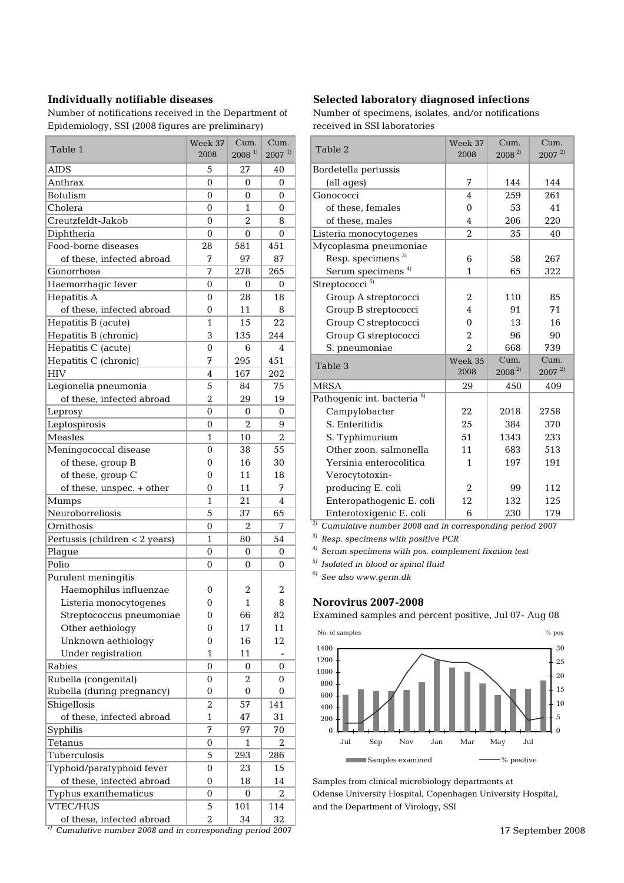## Individually notifiable diseases

Number of notifications received in the Department of Epidemiology, SSI (2008 figures are preliminary)

| Table 1 | Week 37 2008 | Cum. 2008 [1] | Cum. 2007 [1] |
|---|---|---|---|
| AIDS | 5 | 27 | 40 |
| Anthrax | 0 | 0 | 0 |
| Botulism | 0 | 0 | 0 |
| Cholera | 0 | 1 | 0 |
| Creutzfeldt-Jakob | 0 | 2 | 8 |
| Diphtheria | 0 | 0 | 0 |
| Food-borne diseases | 28 | 581 | 451 |
| of these, infected abroad | 7 | 97 | 87 |
| Gonorrhoea | 7 | 278 | 265 |
| Haemorrhagic fever | 0 | 0 | 0 |
| Hepatitis A | 0 | 28 | 18 |
| of these, infected abroad | 0 | 11 | 8 |
| Hepatitis B (acute) | 1 | 15 | 22 |
| Hepatitis B (chronic) | 3 | 135 | 244 |
| Hepatitis C (acute) | 0 | 6 | 4 |
| Hepatitis C (chronic) | 7 | 295 | 451 |
| HIV | 4 | 167 | 202 |
| Legionella pneumonia | 5 | 84 | 75 |
| of these, infected abroad | 2 | 29 | 19 |
| Leprosy | 0 | 0 | 0 |
| Leptospirosis | 0 | 2 | 9 |
| Measles | 1 | 10 | 2 |
| Meningococcal disease | 0 | 38 | 55 |
| of these, group B | 0 | 16 | 30 |
| of these, group C | 0 | 11 | 18 |
| of these, unspec. + other | 0 | 11 | 7 |
| Mumps | 1 | 21 | 4 |
| Neuroborreliosis | 5 | 37 | 65 |
| Ornithosis | 0 | 2 | 7 |
| Pertussis (children < 2 years) | 1 | 80 | 54 |
| Plague | 0 | 0 | 0 |
| Polio | 0 | 0 | 0 |
| Purulent meningitis | | | |
| Haemophilus influenzae | 0 | 2 | 2 |
| Listeria monocytogenes | 0 | 1 | 8 |
| Streptococcus pneumoniae | 0 | 66 | 82 |
| Other aethiology | 0 | 17 | 11 |
| Unknown aethiology | 0 | 16 | 12 |
| Under registration | 1 | 11 | - |
| Rabies | 0 | 0 | 0 |
| Rubella (congenital) | 0 | 2 | 0 |
| Rubella (during pregnancy) | 0 | 0 | 0 |
| Shigellosis | 2 | 57 | 141 |
| of these, infected abroad | 1 | 47 | 31 |
| Syphilis | 7 | 97 | 70 |
| Tetanus | 0 | 1 | 2 |
| Tuberculosis | 5 | 293 | 286 |
| Typhoid/paratyphoid fever | 0 | 23 | 15 |
| of these, infected abroad | 0 | 18 | 14 |
| Typhus exanthematicus | 0 | 0 | 2 |
| VTEC/HUS | 5 | 101 | 114 |
| of these, infected abroad | 2 | 34 | 32 |

*1) Cumulative number 2008 and in corresponding period 2007*

## Selected laboratory diagnosed infections

Number of specimens, isolates, and/or notifications received in SSI laboratories

| Table 2 | Week 37 2008 | Cum. 2008 [2] | Cum. 2007 [2] |
|---|---|---|---|
| Bordetella pertussis | | | |
| (all ages) | 7 | 144 | 144 |
| Gonococci | 4 | 259 | 261 |
| of these, females | 0 | 53 | 41 |
| of these, males | 4 | 206 | 220 |
| Listeria monocytogenes | 2 | 35 | 40 |
| Mycoplasma pneumoniae | | | |
| Resp. specimens [3] | 6 | 58 | 267 |
| Serum specimens [4] | 1 | 65 | 322 |
| Streptococci [5] | | | |
| Group A streptococci | 2 | 110 | 85 |
| Group B streptococci | 4 | 91 | 71 |
| Group C streptococci | 0 | 13 | 16 |
| Group G streptococci | 2 | 96 | 90 |
| S. pneumoniae | 2 | 668 | 739 |

| Table 3 | Week 35 2008 | Cum. 2008 [2] | Cum. 2007 [2] |
|---|---|---|---|
| MRSA | 29 | 450 | 409 |
| Pathogenic int. bacteria [6] | | | |
| Campylobacter | 22 | 2018 | 2758 |
| S. Enteritidis | 25 | 384 | 370 |
| S. Typhimurium | 51 | 1343 | 233 |
| Other zoon. salmonella | 11 | 683 | 513 |
| Yersinia enterocolitica | 1 | 197 | 191 |
| Verocytotoxin-producing E. coli | 2 | 99 | 112 |
| Enteropathogenic E. coli | 12 | 132 | 125 |
| Enterotoxigenic E. coli | 6 | 230 | 179 |

*2) Cumulative number 2008 and in corresponding period 2007*

*3) Resp. specimens with positive PCR*

*4) Serum specimens with pos. complement fixation test*

*5) Isolated in blood or spinal fluid*

*6) See also www.germ.dk*

## Norovirus 2007-2008

Examined samples and percent positive, Jul 07- Aug 08

No. of samples

% pos

1400
1200
1000
800
600
400
200
0

30
25
20
15
10
5
0

Jul Sep Nov Jan Mar May Jul

Samples examined

% positive

Samples from clinical microbiology departments at Odense University Hospital, Copenhagen University Hospital, and the Department of Virology, SSI

17 September 2008